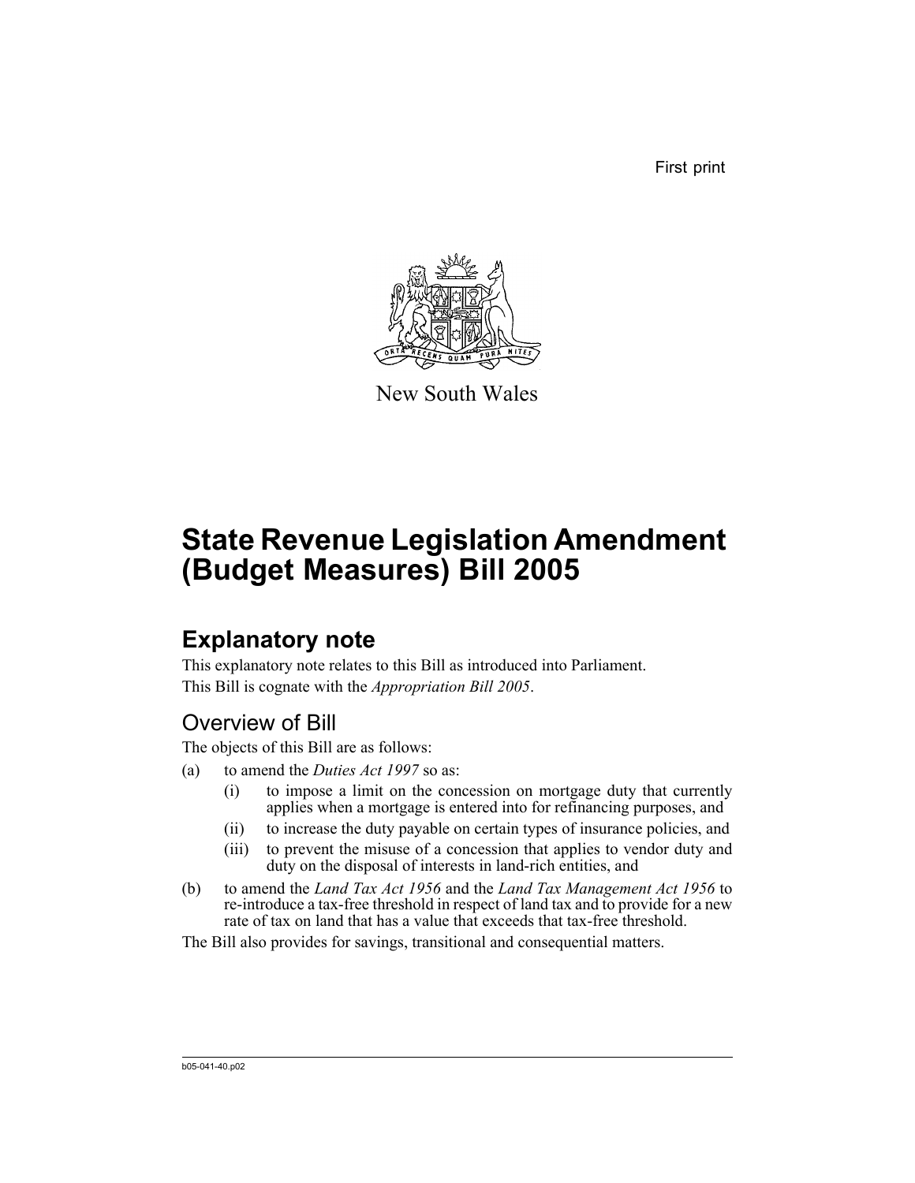First print

New South Wales

# State Revenue Legislation Amendment (Budget Measures) Bill 2005

## Explanatory note

This explanatory note relates to this Bill as introduced into Parliament.

This Bill is cognate with the *Appropriation Bill 2005*.

### Overview of Bill

The objects of this Bill are as follows:

(a) to amend the *Duties Act 1997* so as:

- (i) to impose a limit on the concession on mortgage duty that currently applies when a mortgage is entered into for refinancing purposes, and
- (ii) to increase the duty payable on certain types of insurance policies, and
- (iii) to prevent the misuse of a concession that applies to vendor duty and duty on the disposal of interests in land-rich entities, and

(b) to amend the *Land Tax Act 1956* and the *Land Tax Management Act 1956* to re-introduce a tax-free threshold in respect of land tax and to provide for a new rate of tax on land that has a value that exceeds that tax-free threshold.

The Bill also provides for savings, transitional and consequential matters.

b05-041-40.p02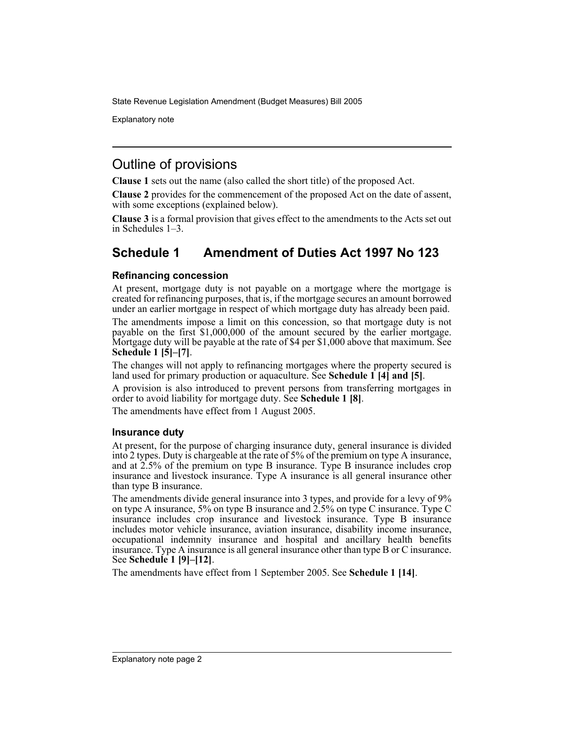## Outline of provisions

**Clause 1** sets out the name (also called the short title) of the proposed Act.

**Clause 2** provides for the commencement of the proposed Act on the date of assent, with some exceptions (explained below).

**Clause 3** is a formal provision that gives effect to the amendments to the Acts set out in Schedules 1–3.

## Schedule 1 Amendment of Duties Act 1997 No 123

### Refinancing concession

At present, mortgage duty is not payable on a mortgage where the mortgage is created for refinancing purposes, that is, if the mortgage secures an amount borrowed under an earlier mortgage in respect of which mortgage duty has already been paid.

The amendments impose a limit on this concession, so that mortgage duty is not payable on the first $1,000,000 of the amount secured by the earlier mortgage. Mortgage duty will be payable at the rate of $4 per $1,000 above that maximum. See **Schedule 1 [5]–[7]**.

The changes will not apply to refinancing mortgages where the property secured is land used for primary production or aquaculture. See **Schedule 1 [4] and [5]**.

A provision is also introduced to prevent persons from transferring mortgages in order to avoid liability for mortgage duty. See **Schedule 1 [8]**.

The amendments have effect from 1 August 2005.

### Insurance duty

At present, for the purpose of charging insurance duty, general insurance is divided into 2 types. Duty is chargeable at the rate of 5% of the premium on type A insurance, and at 2.5% of the premium on type B insurance. Type B insurance includes crop insurance and livestock insurance. Type A insurance is all general insurance other than type B insurance.

The amendments divide general insurance into 3 types, and provide for a levy of 9% on type A insurance, 5% on type B insurance and 2.5% on type C insurance. Type C insurance includes crop insurance and livestock insurance. Type B insurance includes motor vehicle insurance, aviation insurance, disability income insurance, occupational indemnity insurance and hospital and ancillary health benefits insurance. Type A insurance is all general insurance other than type B or C insurance. See **Schedule 1 [9]–[12]**.

The amendments have effect from 1 September 2005. See **Schedule 1 [14]**.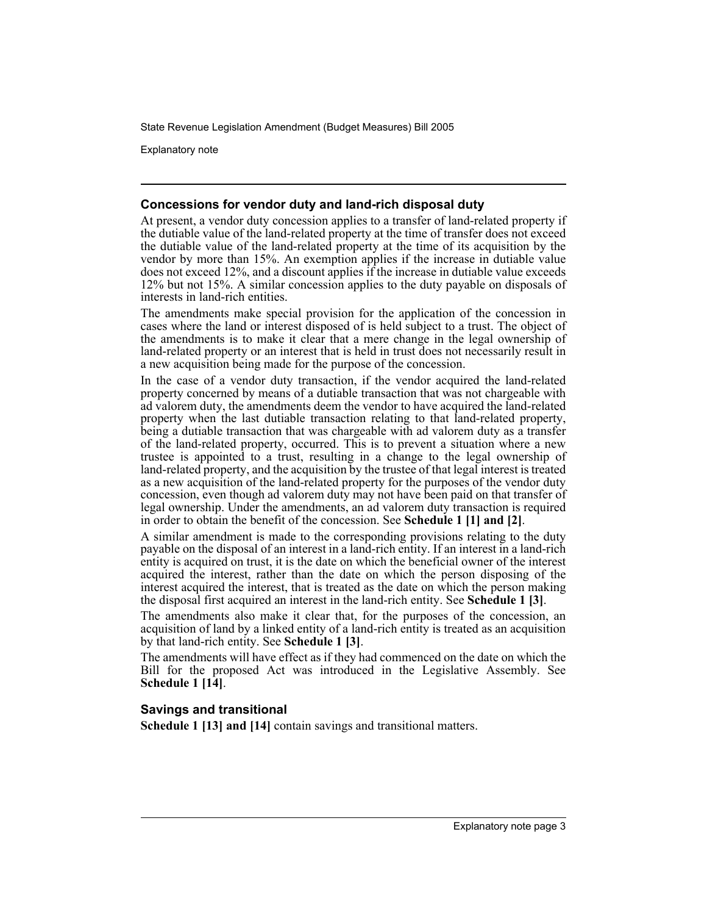### Concessions for vendor duty and land-rich disposal duty

At present, a vendor duty concession applies to a transfer of land-related property if the dutiable value of the land-related property at the time of transfer does not exceed the dutiable value of the land-related property at the time of its acquisition by the vendor by more than 15%. An exemption applies if the increase in dutiable value does not exceed 12%, and a discount applies if the increase in dutiable value exceeds 12% but not 15%. A similar concession applies to the duty payable on disposals of interests in land-rich entities.

The amendments make special provision for the application of the concession in cases where the land or interest disposed of is held subject to a trust. The object of the amendments is to make it clear that a mere change in the legal ownership of land-related property or an interest that is held in trust does not necessarily result in a new acquisition being made for the purpose of the concession.

In the case of a vendor duty transaction, if the vendor acquired the land-related property concerned by means of a dutiable transaction that was not chargeable with ad valorem duty, the amendments deem the vendor to have acquired the land-related property when the last dutiable transaction relating to that land-related property, being a dutiable transaction that was chargeable with ad valorem duty as a transfer of the land-related property, occurred. This is to prevent a situation where a new trustee is appointed to a trust, resulting in a change to the legal ownership of land-related property, and the acquisition by the trustee of that legal interest is treated as a new acquisition of the land-related property for the purposes of the vendor duty concession, even though ad valorem duty may not have been paid on that transfer of legal ownership. Under the amendments, an ad valorem duty transaction is required in order to obtain the benefit of the concession. See **Schedule 1 [1] and [2]**.

A similar amendment is made to the corresponding provisions relating to the duty payable on the disposal of an interest in a land-rich entity. If an interest in a land-rich entity is acquired on trust, it is the date on which the beneficial owner of the interest acquired the interest, rather than the date on which the person disposing of the interest acquired the interest, that is treated as the date on which the person making the disposal first acquired an interest in the land-rich entity. See **Schedule 1 [3]**.

The amendments also make it clear that, for the purposes of the concession, an acquisition of land by a linked entity of a land-rich entity is treated as an acquisition by that land-rich entity. See **Schedule 1 [3]**.

The amendments will have effect as if they had commenced on the date on which the Bill for the proposed Act was introduced in the Legislative Assembly. See **Schedule 1 [14]**.

### Savings and transitional

**Schedule 1 [13] and [14]** contain savings and transitional matters.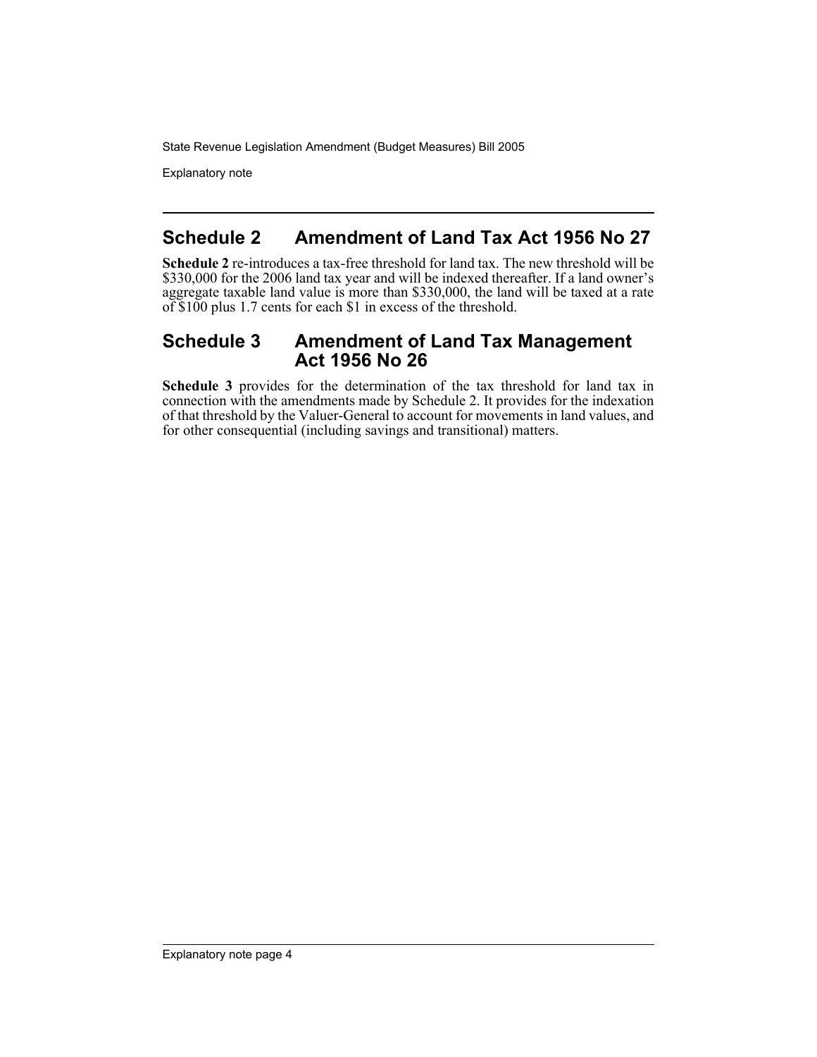## Schedule 2 Amendment of Land Tax Act 1956 No 27

**Schedule 2** re-introduces a tax-free threshold for land tax. The new threshold will be $330,000 for the 2006 land tax year and will be indexed thereafter. If a land owner's aggregate taxable land value is more than $330,000, the land will be taxed at a rate of $100 plus 1.7 cents for each $1 in excess of the threshold.

## Schedule 3 Amendment of Land Tax Management Act 1956 No 26

**Schedule 3** provides for the determination of the tax threshold for land tax in connection with the amendments made by Schedule 2. It provides for the indexation of that threshold by the Valuer-General to account for movements in land values, and for other consequential (including savings and transitional) matters.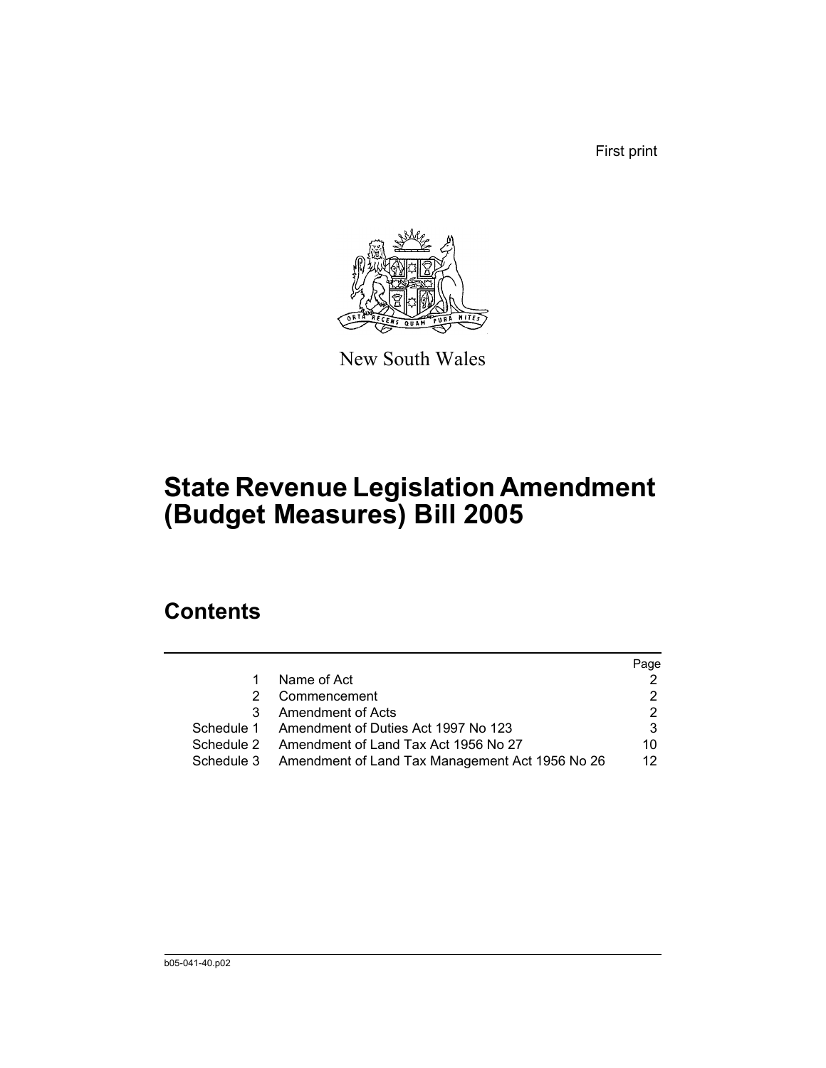First print

New South Wales

# State Revenue Legislation Amendment (Budget Measures) Bill 2005

## Contents

| | | Page |
|---|---|---|
| 1 | Name of Act | 2 |
| 2 | Commencement | 2 |
| 3 | Amendment of Acts | 2 |
| Schedule 1 | Amendment of Duties Act 1997 No 123 | 3 |
| Schedule 2 | Amendment of Land Tax Act 1956 No 27 | 10 |
| Schedule 3 | Amendment of Land Tax Management Act 1956 No 26 | 12 |

b05-041-40.p02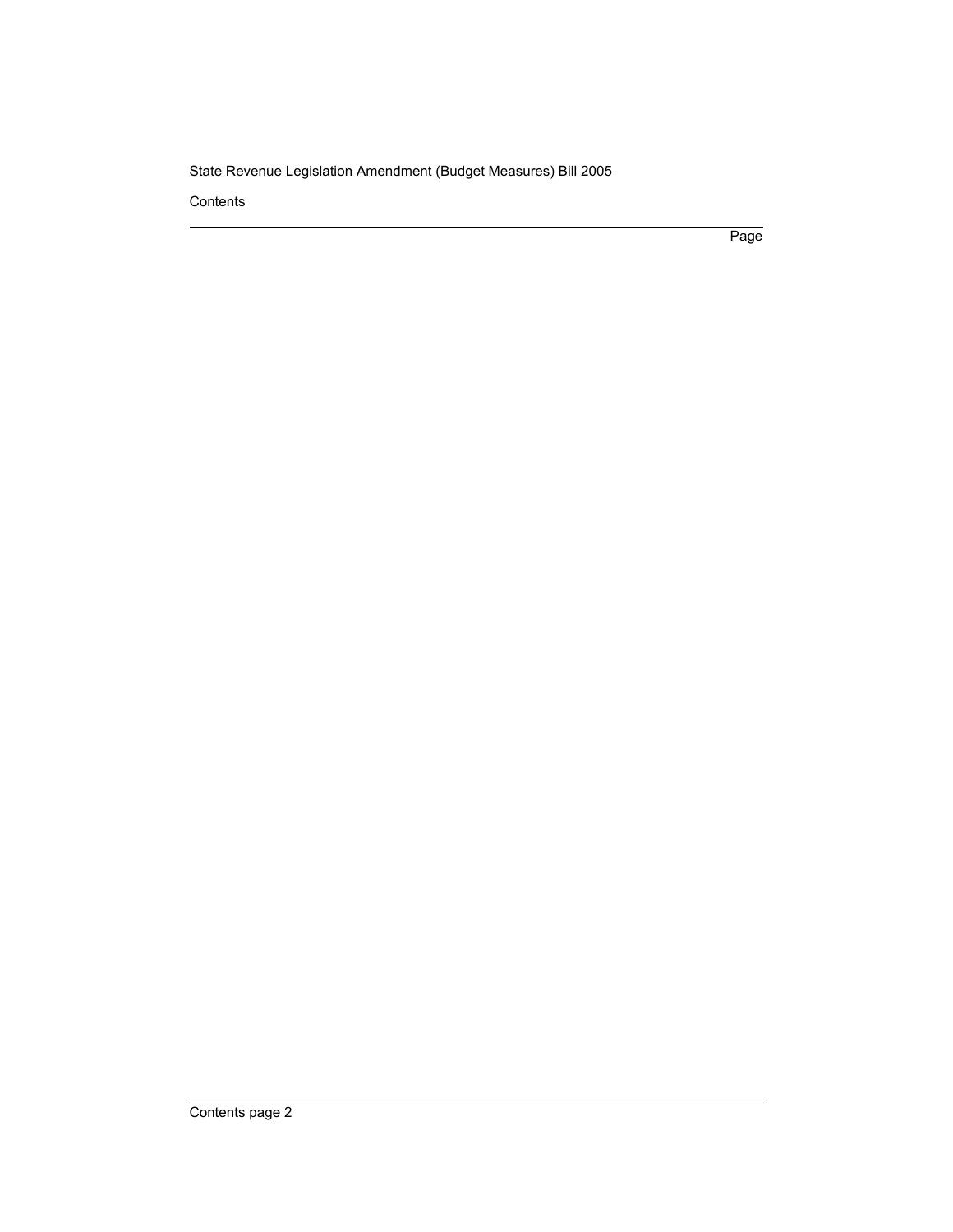Contents

Page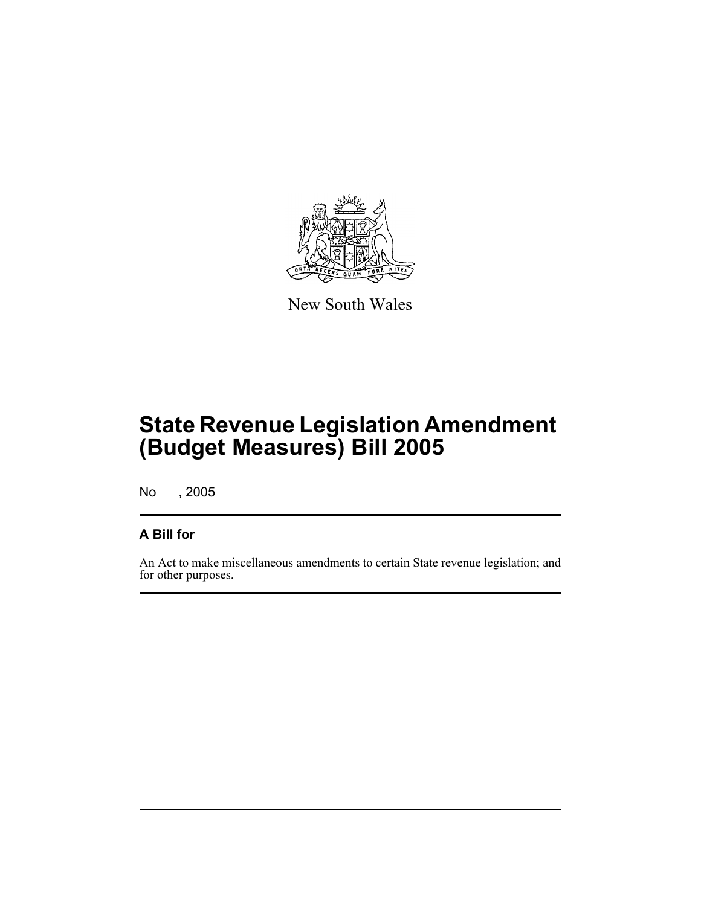New South Wales

# State Revenue Legislation Amendment (Budget Measures) Bill 2005

No , 2005

## A Bill for

An Act to make miscellaneous amendments to certain State revenue legislation; and for other purposes.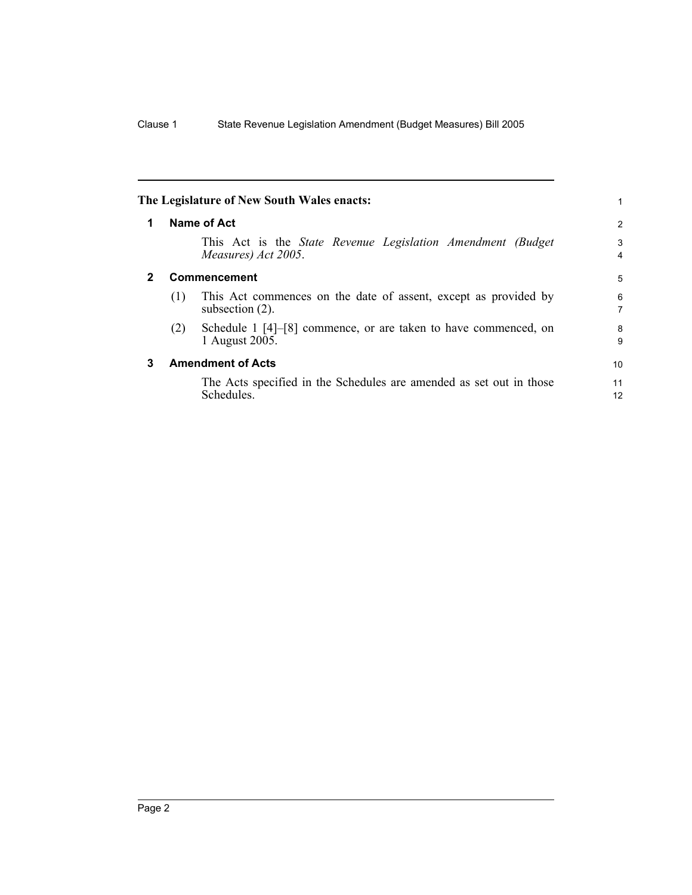**The Legislature of New South Wales enacts:**

## 1 Name of Act

This Act is the *State Revenue Legislation Amendment (Budget Measures) Act 2005*.

## 2 Commencement

(1) This Act commences on the date of assent, except as provided by subsection (2).

(2) Schedule 1 [4]–[8] commence, or are taken to have commenced, on 1 August 2005.

## 3 Amendment of Acts

The Acts specified in the Schedules are amended as set out in those Schedules.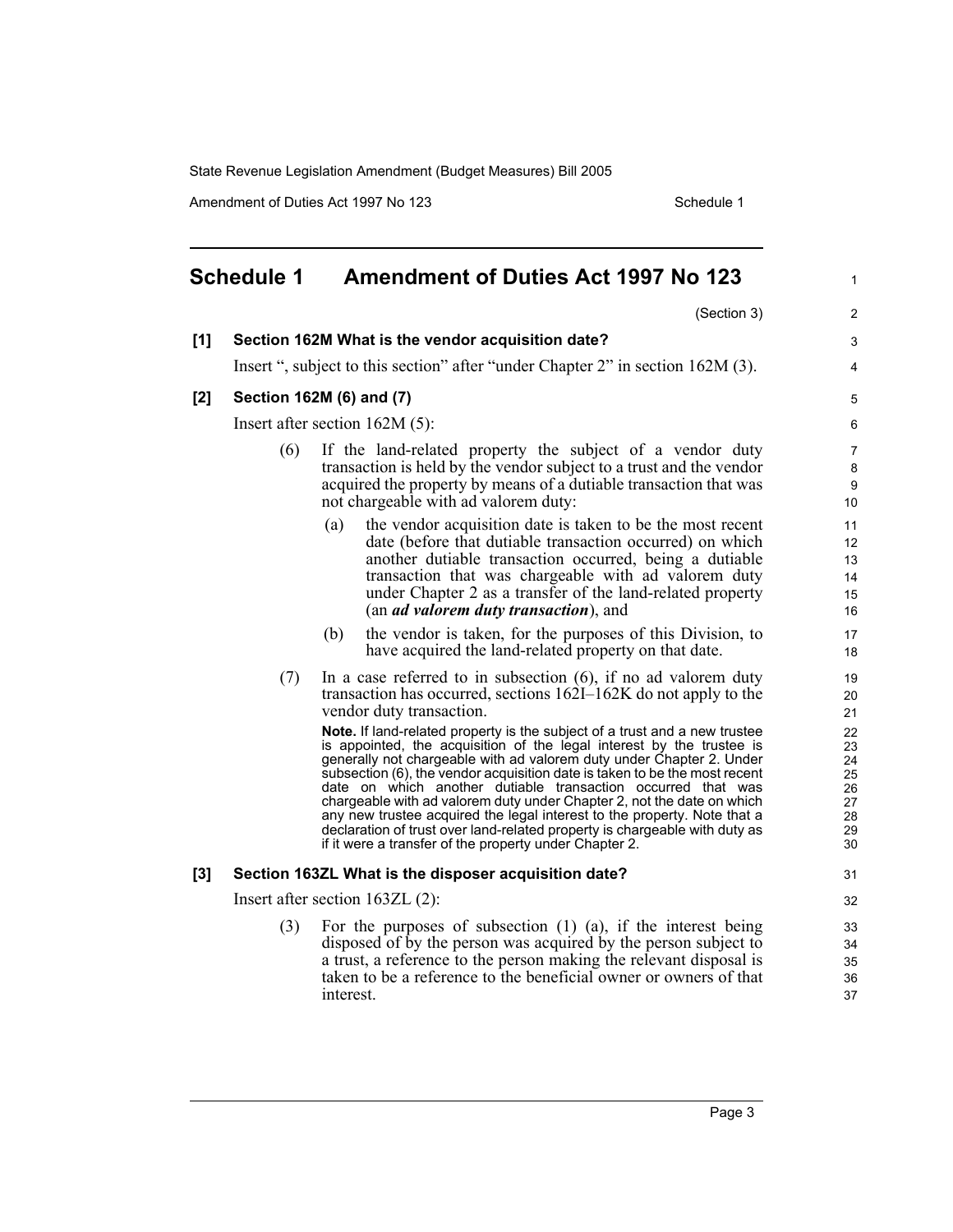## Schedule 1 Amendment of Duties Act 1997 No 123

(Section 3)

**[1] Section 162M What is the vendor acquisition date?**

Insert ", subject to this section" after "under Chapter 2" in section 162M (3).

**[2] Section 162M (6) and (7)**

Insert after section 162M (5):

(6) If the land-related property the subject of a vendor duty transaction is held by the vendor subject to a trust and the vendor acquired the property by means of a dutiable transaction that was not chargeable with ad valorem duty:

(a) the vendor acquisition date is taken to be the most recent date (before that dutiable transaction occurred) on which another dutiable transaction occurred, being a dutiable transaction that was chargeable with ad valorem duty under Chapter 2 as a transfer of the land-related property (an ***ad valorem duty transaction***), and

(b) the vendor is taken, for the purposes of this Division, to have acquired the land-related property on that date.

(7) In a case referred to in subsection (6), if no ad valorem duty transaction has occurred, sections 162I–162K do not apply to the vendor duty transaction.

**Note.** If land-related property is the subject of a trust and a new trustee is appointed, the acquisition of the legal interest by the trustee is generally not chargeable with ad valorem duty under Chapter 2. Under subsection (6), the vendor acquisition date is taken to be the most recent date on which another dutiable transaction occurred that was chargeable with ad valorem duty under Chapter 2, not the date on which any new trustee acquired the legal interest to the property. Note that a declaration of trust over land-related property is chargeable with duty as if it were a transfer of the property under Chapter 2.

**[3] Section 163ZL What is the disposer acquisition date?**

Insert after section 163ZL (2):

(3) For the purposes of subsection (1) (a), if the interest being disposed of by the person was acquired by the person subject to a trust, a reference to the person making the relevant disposal is taken to be a reference to the beneficial owner or owners of that interest.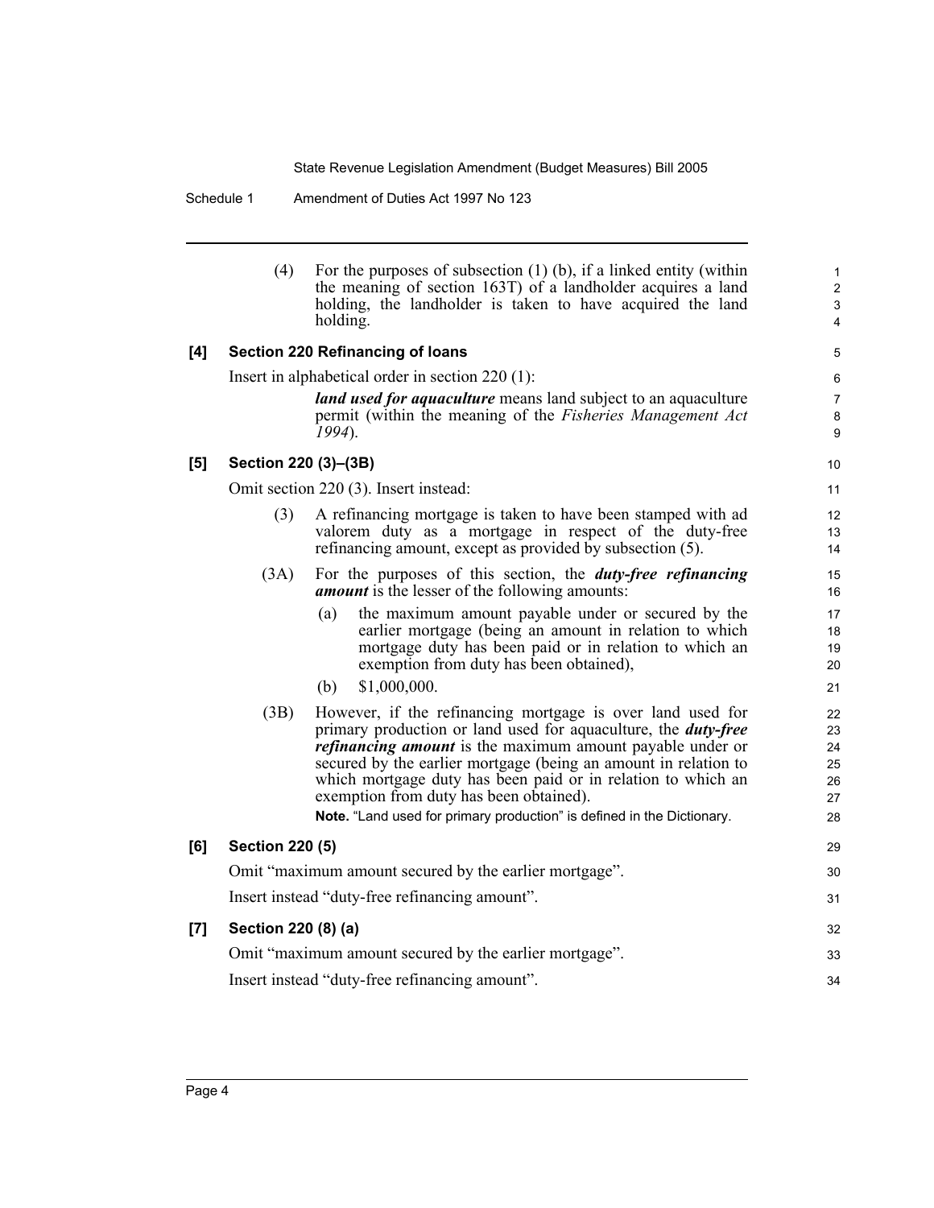(4) For the purposes of subsection (1) (b), if a linked entity (within the meaning of section 163T) of a landholder acquires a land holding, the landholder is taken to have acquired the land holding.

**[4] Section 220 Refinancing of loans**

Insert in alphabetical order in section 220 (1):

***land used for aquaculture*** means land subject to an aquaculture permit (within the meaning of the *Fisheries Management Act 1994*).

**[5] Section 220 (3)–(3B)**

Omit section 220 (3). Insert instead:

(3) A refinancing mortgage is taken to have been stamped with ad valorem duty as a mortgage in respect of the duty-free refinancing amount, except as provided by subsection (5).

(3A) For the purposes of this section, the ***duty-free refinancing amount*** is the lesser of the following amounts:

(a) the maximum amount payable under or secured by the earlier mortgage (being an amount in relation to which mortgage duty has been paid or in relation to which an exemption from duty has been obtained),

(b) $1,000,000.

(3B) However, if the refinancing mortgage is over land used for primary production or land used for aquaculture, the ***duty-free refinancing amount*** is the maximum amount payable under or secured by the earlier mortgage (being an amount in relation to which mortgage duty has been paid or in relation to which an exemption from duty has been obtained).

**Note.** "Land used for primary production" is defined in the Dictionary.

**[6] Section 220 (5)**

Omit "maximum amount secured by the earlier mortgage".

Insert instead "duty-free refinancing amount".

**[7] Section 220 (8) (a)**

Omit "maximum amount secured by the earlier mortgage".

Insert instead "duty-free refinancing amount".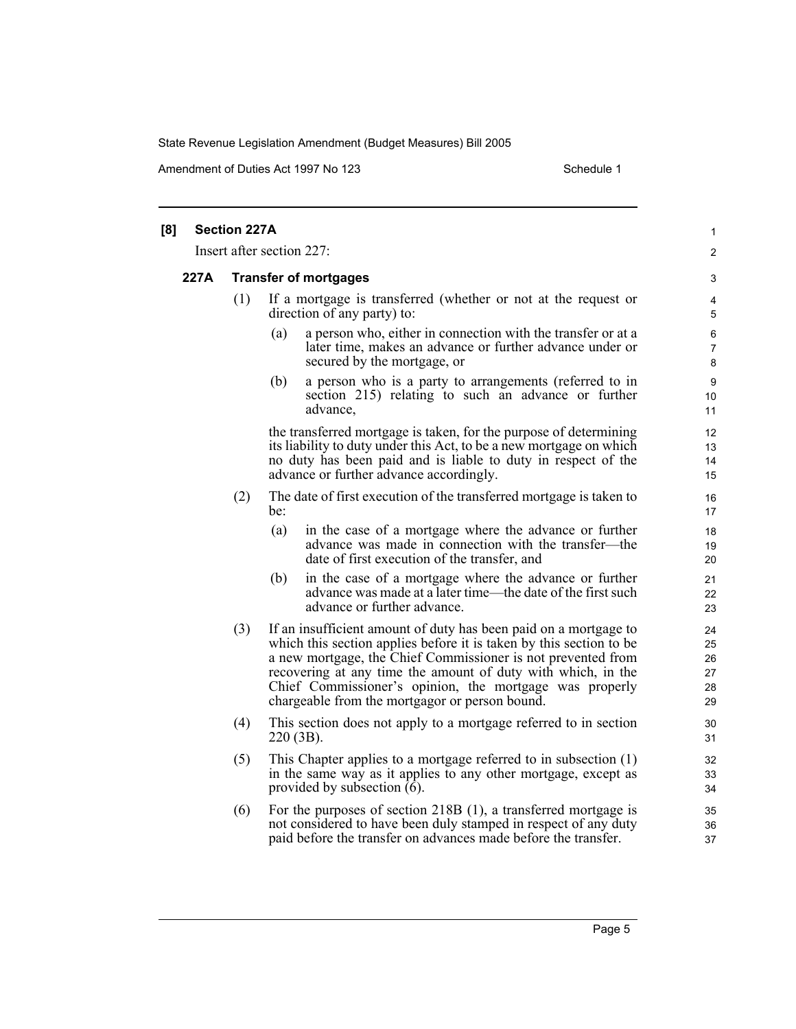**[8] Section 227A**

Insert after section 227:

**227A Transfer of mortgages**

(1) If a mortgage is transferred (whether or not at the request or direction of any party) to:

- (a) a person who, either in connection with the transfer or at a later time, makes an advance or further advance under or secured by the mortgage, or
- (b) a person who is a party to arrangements (referred to in section 215) relating to such an advance or further advance,

the transferred mortgage is taken, for the purpose of determining its liability to duty under this Act, to be a new mortgage on which no duty has been paid and is liable to duty in respect of the advance or further advance accordingly.

(2) The date of first execution of the transferred mortgage is taken to be:

- (a) in the case of a mortgage where the advance or further advance was made in connection with the transfer—the date of first execution of the transfer, and
- (b) in the case of a mortgage where the advance or further advance was made at a later time—the date of the first such advance or further advance.

(3) If an insufficient amount of duty has been paid on a mortgage to which this section applies before it is taken by this section to be a new mortgage, the Chief Commissioner is not prevented from recovering at any time the amount of duty with which, in the Chief Commissioner's opinion, the mortgage was properly chargeable from the mortgagor or person bound.

(4) This section does not apply to a mortgage referred to in section 220 (3B).

(5) This Chapter applies to a mortgage referred to in subsection (1) in the same way as it applies to any other mortgage, except as provided by subsection (6).

(6) For the purposes of section 218B (1), a transferred mortgage is not considered to have been duly stamped in respect of any duty paid before the transfer on advances made before the transfer.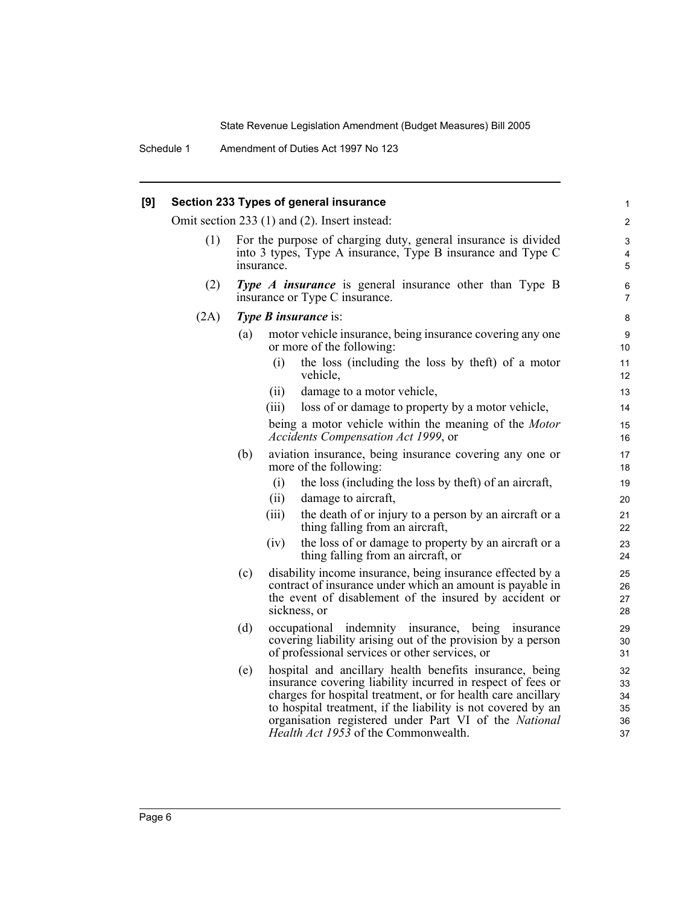**[9] Section 233 Types of general insurance**

Omit section 233 (1) and (2). Insert instead:

(1) For the purpose of charging duty, general insurance is divided into 3 types, Type A insurance, Type B insurance and Type C insurance.

(2) ***Type A insurance*** is general insurance other than Type B insurance or Type C insurance.

(2A) ***Type B insurance*** is:

(a) motor vehicle insurance, being insurance covering any one or more of the following:

(i) the loss (including the loss by theft) of a motor vehicle,

(ii) damage to a motor vehicle,

(iii) loss of or damage to property by a motor vehicle,

being a motor vehicle within the meaning of the *Motor Accidents Compensation Act 1999*, or

(b) aviation insurance, being insurance covering any one or more of the following:

(i) the loss (including the loss by theft) of an aircraft,

(ii) damage to aircraft,

(iii) the death of or injury to a person by an aircraft or a thing falling from an aircraft,

(iv) the loss of or damage to property by an aircraft or a thing falling from an aircraft, or

(c) disability income insurance, being insurance effected by a contract of insurance under which an amount is payable in the event of disablement of the insured by accident or sickness, or

(d) occupational indemnity insurance, being insurance covering liability arising out of the provision by a person of professional services or other services, or

(e) hospital and ancillary health benefits insurance, being insurance covering liability incurred in respect of fees or charges for hospital treatment, or for health care ancillary to hospital treatment, if the liability is not covered by an organisation registered under Part VI of the *National Health Act 1953* of the Commonwealth.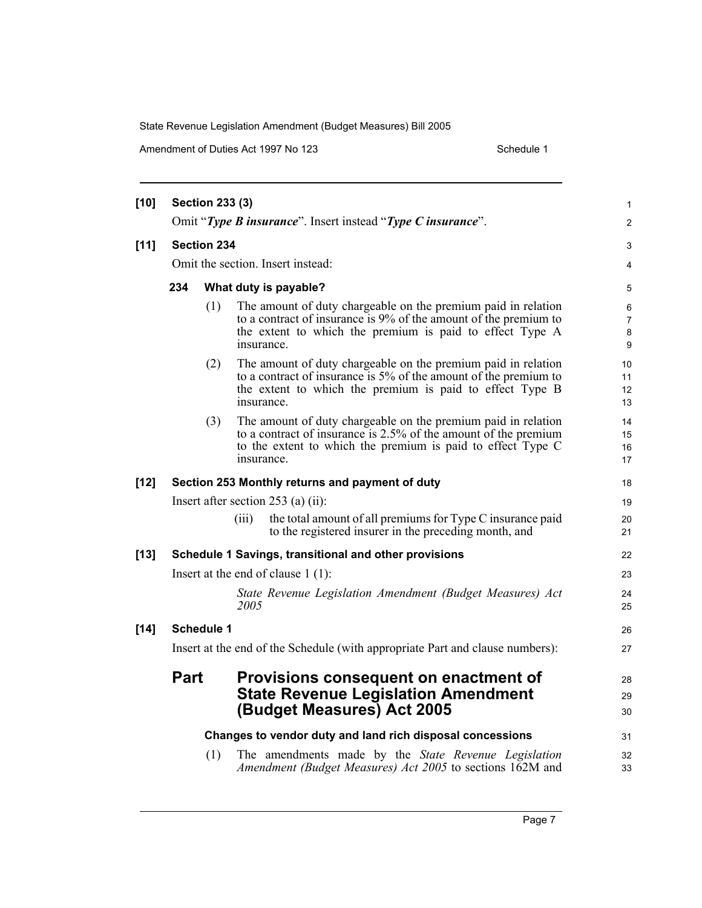**[10] Section 233 (3)**

Omit "***Type B insurance***". Insert instead "***Type C insurance***".

**[11] Section 234**

Omit the section. Insert instead:

**234 What duty is payable?**

(1) The amount of duty chargeable on the premium paid in relation to a contract of insurance is 9% of the amount of the premium to the extent to which the premium is paid to effect Type A insurance.

(2) The amount of duty chargeable on the premium paid in relation to a contract of insurance is 5% of the amount of the premium to the extent to which the premium is paid to effect Type B insurance.

(3) The amount of duty chargeable on the premium paid in relation to a contract of insurance is 2.5% of the amount of the premium to the extent to which the premium is paid to effect Type C insurance.

**[12] Section 253 Monthly returns and payment of duty**

Insert after section 253 (a) (ii):

(iii) the total amount of all premiums for Type C insurance paid to the registered insurer in the preceding month, and

**[13] Schedule 1 Savings, transitional and other provisions**

Insert at the end of clause 1 (1):

*State Revenue Legislation Amendment (Budget Measures) Act 2005*

**[14] Schedule 1**

Insert at the end of the Schedule (with appropriate Part and clause numbers):

## Part Provisions consequent on enactment of State Revenue Legislation Amendment (Budget Measures) Act 2005

**Changes to vendor duty and land rich disposal concessions**

(1) The amendments made by the *State Revenue Legislation Amendment (Budget Measures) Act 2005* to sections 162M and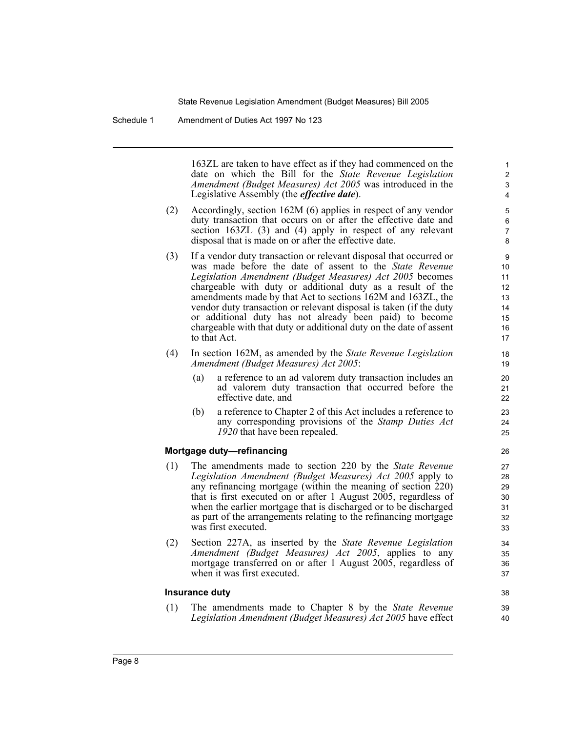163ZL are taken to have effect as if they had commenced on the date on which the Bill for the *State Revenue Legislation Amendment (Budget Measures) Act 2005* was introduced in the Legislative Assembly (the ***effective date***).

(2) Accordingly, section 162M (6) applies in respect of any vendor duty transaction that occurs on or after the effective date and section 163ZL (3) and (4) apply in respect of any relevant disposal that is made on or after the effective date.

(3) If a vendor duty transaction or relevant disposal that occurred or was made before the date of assent to the *State Revenue Legislation Amendment (Budget Measures) Act 2005* becomes chargeable with duty or additional duty as a result of the amendments made by that Act to sections 162M and 163ZL, the vendor duty transaction or relevant disposal is taken (if the duty or additional duty has not already been paid) to become chargeable with that duty or additional duty on the date of assent to that Act.

(4) In section 162M, as amended by the *State Revenue Legislation Amendment (Budget Measures) Act 2005*:

(a) a reference to an ad valorem duty transaction includes an ad valorem duty transaction that occurred before the effective date, and

(b) a reference to Chapter 2 of this Act includes a reference to any corresponding provisions of the *Stamp Duties Act 1920* that have been repealed.

**Mortgage duty—refinancing**

(1) The amendments made to section 220 by the *State Revenue Legislation Amendment (Budget Measures) Act 2005* apply to any refinancing mortgage (within the meaning of section 220) that is first executed on or after 1 August 2005, regardless of when the earlier mortgage that is discharged or to be discharged as part of the arrangements relating to the refinancing mortgage was first executed.

(2) Section 227A, as inserted by the *State Revenue Legislation Amendment (Budget Measures) Act 2005*, applies to any mortgage transferred on or after 1 August 2005, regardless of when it was first executed.

**Insurance duty**

(1) The amendments made to Chapter 8 by the *State Revenue Legislation Amendment (Budget Measures) Act 2005* have effect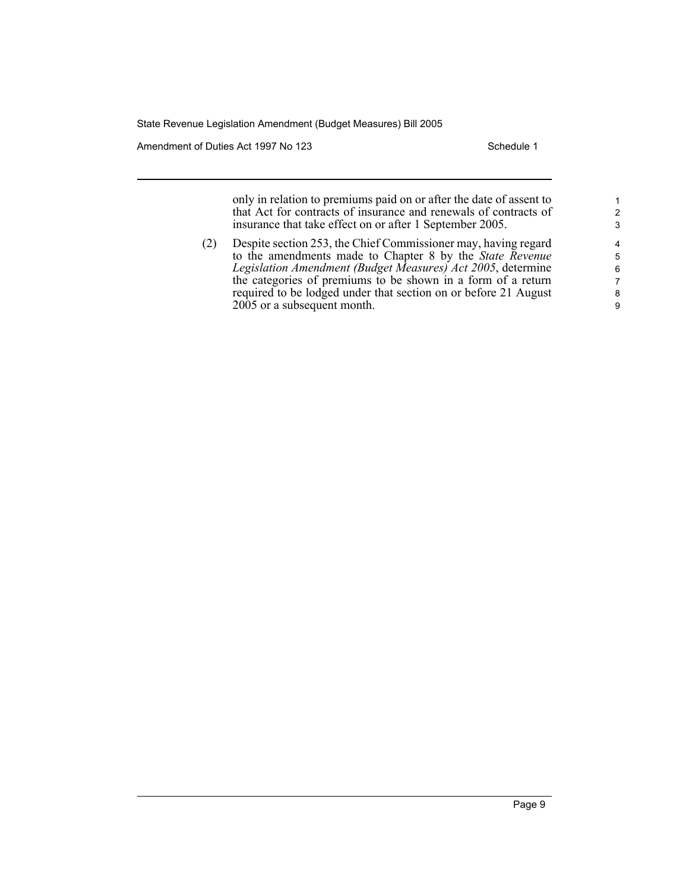only in relation to premiums paid on or after the date of assent to that Act for contracts of insurance and renewals of contracts of insurance that take effect on or after 1 September 2005.

(2) Despite section 253, the Chief Commissioner may, having regard to the amendments made to Chapter 8 by the *State Revenue Legislation Amendment (Budget Measures) Act 2005*, determine the categories of premiums to be shown in a form of a return required to be lodged under that section on or before 21 August 2005 or a subsequent month.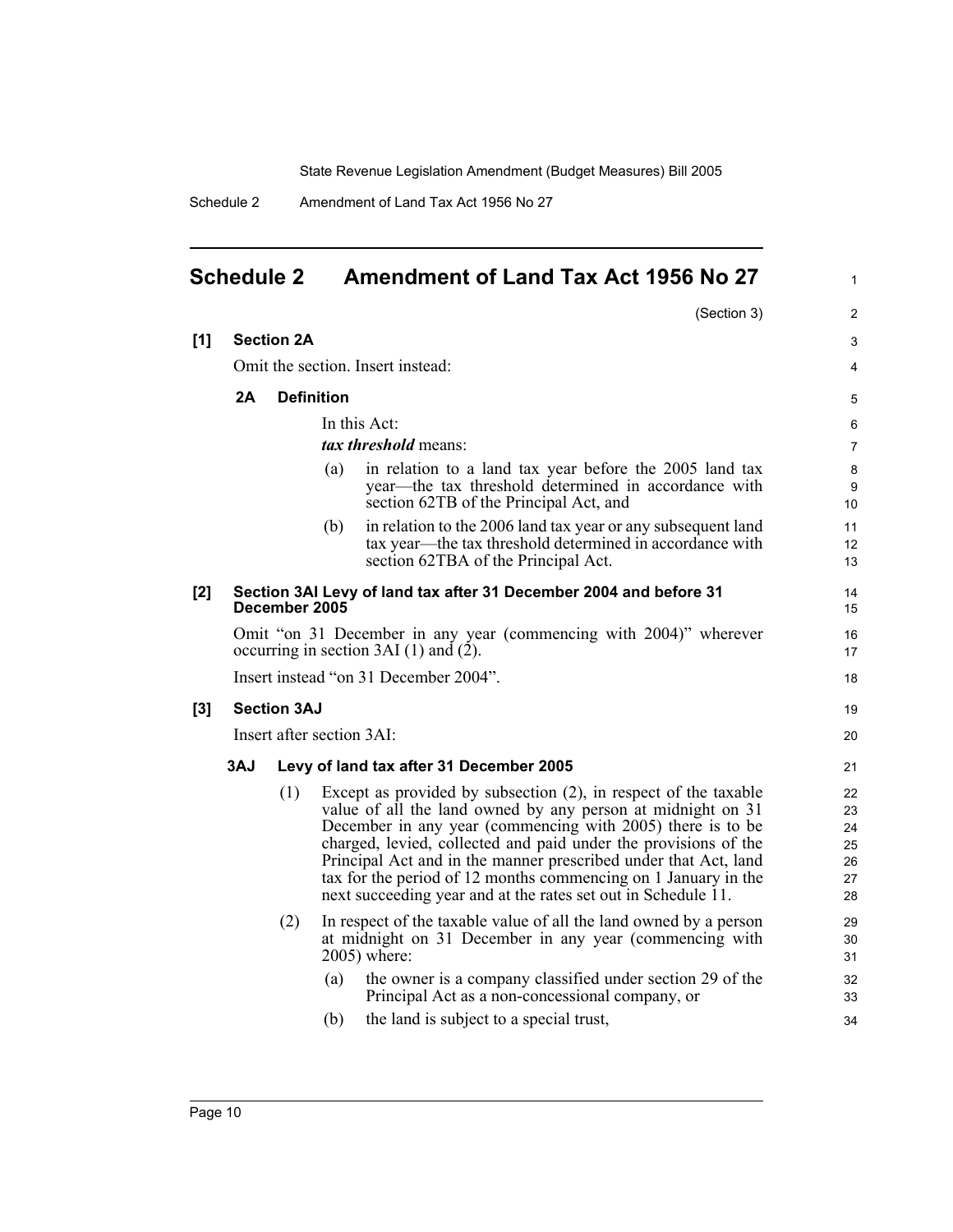# Schedule 2 Amendment of Land Tax Act 1956 No 27

(Section 3)

**[1] Section 2A**

Omit the section. Insert instead:

**2A Definition**

In this Act:

***tax threshold*** means:

(a) in relation to a land tax year before the 2005 land tax year—the tax threshold determined in accordance with section 62TB of the Principal Act, and

(b) in relation to the 2006 land tax year or any subsequent land tax year—the tax threshold determined in accordance with section 62TBA of the Principal Act.

**[2] Section 3AI Levy of land tax after 31 December 2004 and before 31 December 2005**

Omit "on 31 December in any year (commencing with 2004)" wherever occurring in section 3AI (1) and (2).

Insert instead "on 31 December 2004".

**[3] Section 3AJ**

Insert after section 3AI:

**3AJ Levy of land tax after 31 December 2005**

(1) Except as provided by subsection (2), in respect of the taxable value of all the land owned by any person at midnight on 31 December in any year (commencing with 2005) there is to be charged, levied, collected and paid under the provisions of the Principal Act and in the manner prescribed under that Act, land tax for the period of 12 months commencing on 1 January in the next succeeding year and at the rates set out in Schedule 11.

(2) In respect of the taxable value of all the land owned by a person at midnight on 31 December in any year (commencing with 2005) where:

(a) the owner is a company classified under section 29 of the Principal Act as a non-concessional company, or

(b) the land is subject to a special trust,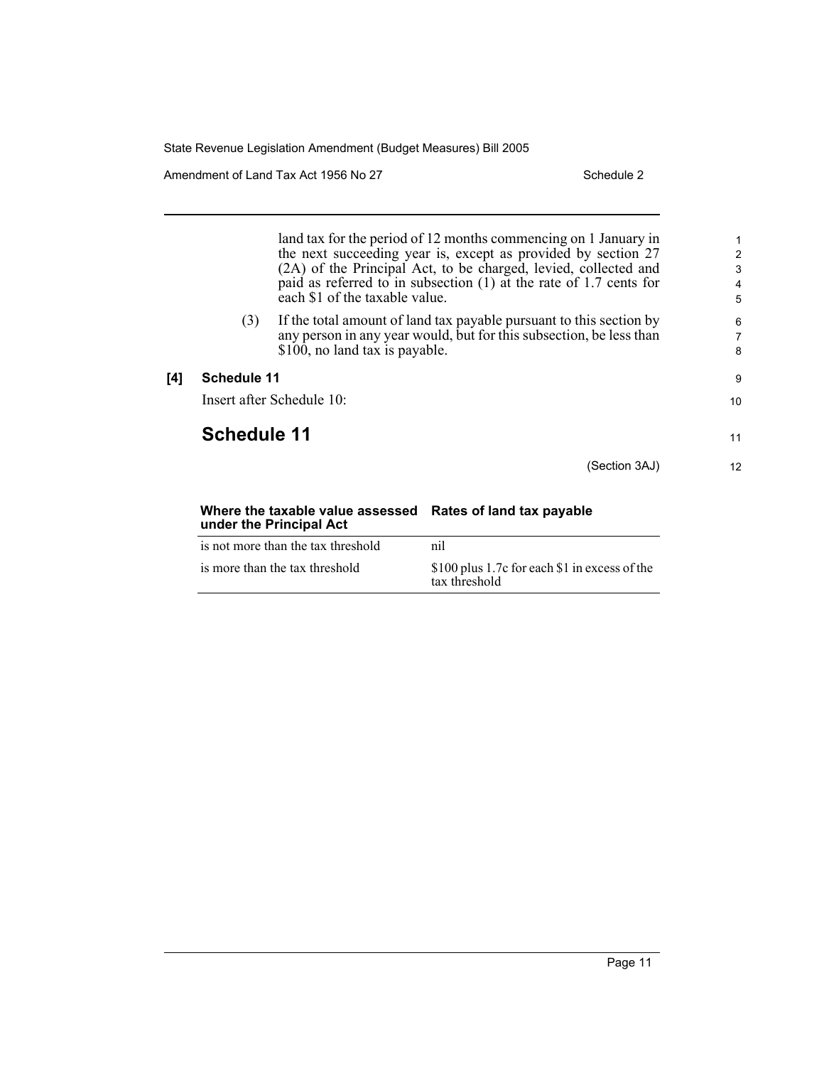land tax for the period of 12 months commencing on 1 January in the next succeeding year is, except as provided by section 27 (2A) of the Principal Act, to be charged, levied, collected and paid as referred to in subsection (1) at the rate of 1.7 cents for each $1 of the taxable value.

(3) If the total amount of land tax payable pursuant to this section by any person in any year would, but for this subsection, be less than $100, no land tax is payable.

**[4] Schedule 11**

Insert after Schedule 10:

## Schedule 11

(Section 3AJ)

| Where the taxable value assessed under the Principal Act | Rates of land tax payable |
|---|---|
| is not more than the tax threshold | nil |
| is more than the tax threshold | $100 plus 1.7c for each $1 in excess of the tax threshold |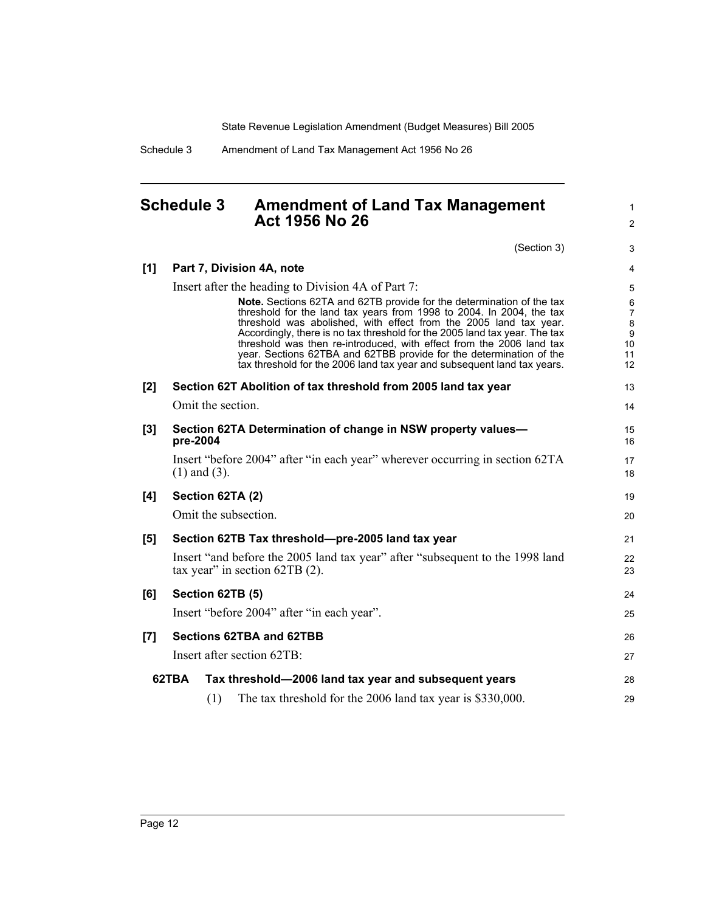## Schedule 3 Amendment of Land Tax Management Act 1956 No 26

(Section 3)

**[1] Part 7, Division 4A, note**

Insert after the heading to Division 4A of Part 7:

> **Note.** Sections 62TA and 62TB provide for the determination of the tax threshold for the land tax years from 1998 to 2004. In 2004, the tax threshold was abolished, with effect from the 2005 land tax year. Accordingly, there is no tax threshold for the 2005 land tax year. The tax threshold was then re-introduced, with effect from the 2006 land tax year. Sections 62TBA and 62TBB provide for the determination of the tax threshold for the 2006 land tax year and subsequent land tax years.

**[2] Section 62T Abolition of tax threshold from 2005 land tax year**

Omit the section.

**[3] Section 62TA Determination of change in NSW property values—pre-2004**

Insert "before 2004" after "in each year" wherever occurring in section 62TA (1) and (3).

**[4] Section 62TA (2)**

Omit the subsection.

**[5] Section 62TB Tax threshold—pre-2005 land tax year**

Insert "and before the 2005 land tax year" after "subsequent to the 1998 land tax year" in section 62TB (2).

**[6] Section 62TB (5)**

Insert "before 2004" after "in each year".

**[7] Sections 62TBA and 62TBB**

Insert after section 62TB:

**62TBA Tax threshold—2006 land tax year and subsequent years**

(1) The tax threshold for the 2006 land tax year is $330,000.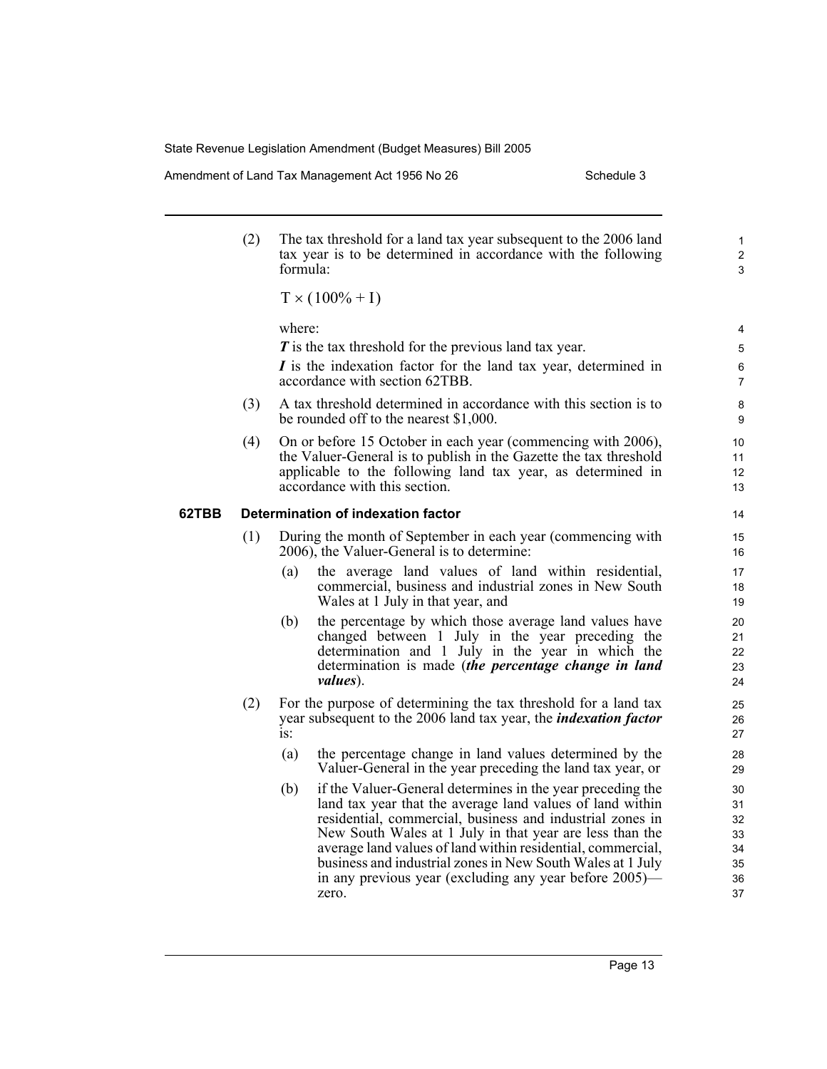(2) The tax threshold for a land tax year subsequent to the 2006 land tax year is to be determined in accordance with the following formula:

$$T \times (100\% + I)$$

where:

***T*** is the tax threshold for the previous land tax year.

***I*** is the indexation factor for the land tax year, determined in accordance with section 62TBB.

(3) A tax threshold determined in accordance with this section is to be rounded off to the nearest $1,000.

(4) On or before 15 October in each year (commencing with 2006), the Valuer-General is to publish in the Gazette the tax threshold applicable to the following land tax year, as determined in accordance with this section.

**62TBB Determination of indexation factor**

(1) During the month of September in each year (commencing with 2006), the Valuer-General is to determine:

(a) the average land values of land within residential, commercial, business and industrial zones in New South Wales at 1 July in that year, and

(b) the percentage by which those average land values have changed between 1 July in the year preceding the determination and 1 July in the year in which the determination is made (***the percentage change in land values***).

(2) For the purpose of determining the tax threshold for a land tax year subsequent to the 2006 land tax year, the ***indexation factor*** is:

(a) the percentage change in land values determined by the Valuer-General in the year preceding the land tax year, or

(b) if the Valuer-General determines in the year preceding the land tax year that the average land values of land within residential, commercial, business and industrial zones in New South Wales at 1 July in that year are less than the average land values of land within residential, commercial, business and industrial zones in New South Wales at 1 July in any previous year (excluding any year before 2005)—zero.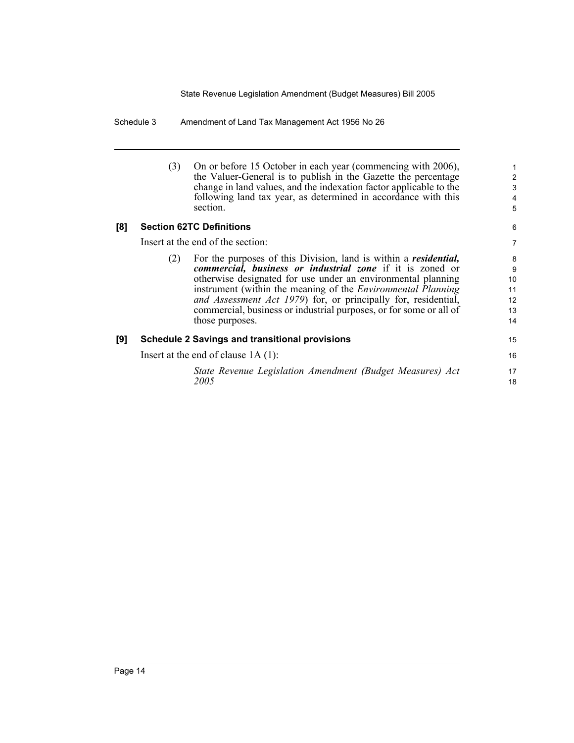(3) On or before 15 October in each year (commencing with 2006), the Valuer-General is to publish in the Gazette the percentage change in land values, and the indexation factor applicable to the following land tax year, as determined in accordance with this section.

**[8] Section 62TC Definitions**

Insert at the end of the section:

(2) For the purposes of this Division, land is within a ***residential, commercial, business or industrial zone*** if it is zoned or otherwise designated for use under an environmental planning instrument (within the meaning of the *Environmental Planning and Assessment Act 1979*) for, or principally for, residential, commercial, business or industrial purposes, or for some or all of those purposes.

**[9] Schedule 2 Savings and transitional provisions**

Insert at the end of clause 1A (1):

*State Revenue Legislation Amendment (Budget Measures) Act 2005*